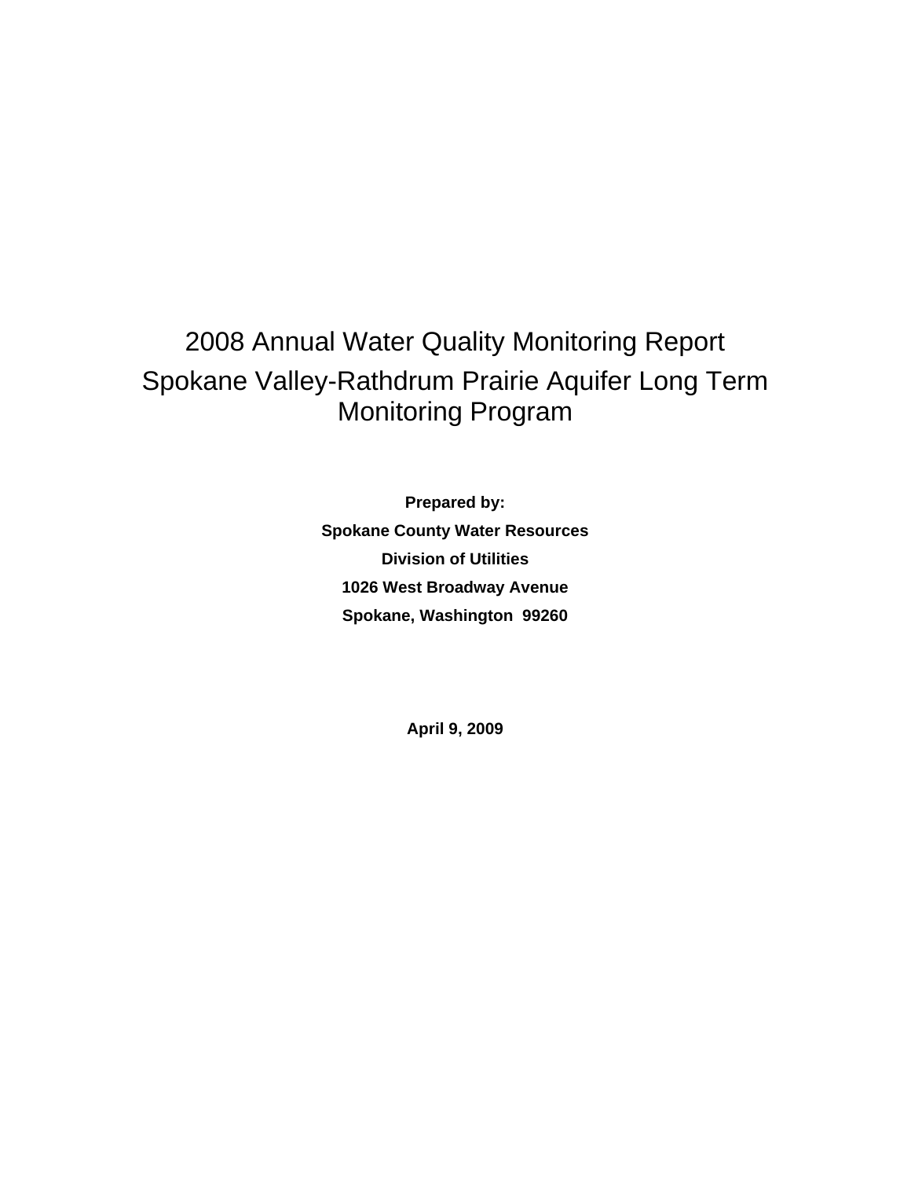# 2008 Annual Water Quality Monitoring Report

# Spokane Valley-Rathdrum Prairie Aquifer Long Term Monitoring Program

**Prepared by:**

**Spokane County Water Resources**

**Division of Utilities**

**1026 West Broadway Avenue**

**Spokane, Washington 99260**

**April 9, 2009**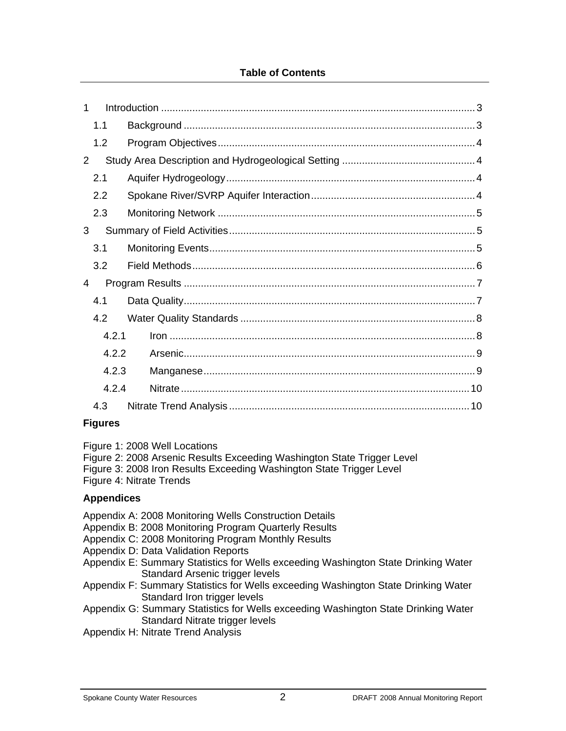**Table of Contents**

1 Introduction ........................................................................................................ 3

  1.1 Background ................................................................................................ 3

  1.2 Program Objectives .................................................................................... 4

2 Study Area Description and Hydrogeological Setting ............................................ 4

  2.1 Aquifer Hydrogeology ................................................................................. 4

  2.2 Spokane River/SVRP Aquifer Interaction .................................................... 4

  2.3 Monitoring Network .................................................................................... 5

3 Summary of Field Activities ................................................................................ 5

  3.1 Monitoring Events ....................................................................................... 5

  3.2 Field Methods ............................................................................................. 6

4 Program Results ................................................................................................ 7

  4.1 Data Quality ................................................................................................ 7

  4.2 Water Quality Standards ............................................................................ 8

    4.2.1 Iron .................................................................................................... 8

    4.2.2 Arsenic ............................................................................................... 9

    4.2.3 Manganese ......................................................................................... 9

    4.2.4 Nitrate ............................................................................................... 10

  4.3 Nitrate Trend Analysis .............................................................................. 10

**Figures**

Figure 1: 2008 Well Locations
Figure 2: 2008 Arsenic Results Exceeding Washington State Trigger Level
Figure 3: 2008 Iron Results Exceeding Washington State Trigger Level
Figure 4: Nitrate Trends

**Appendices**

Appendix A: 2008 Monitoring Wells Construction Details
Appendix B: 2008 Monitoring Program Quarterly Results
Appendix C: 2008 Monitoring Program Monthly Results
Appendix D: Data Validation Reports
Appendix E: Summary Statistics for Wells exceeding Washington State Drinking Water Standard Arsenic trigger levels
Appendix F: Summary Statistics for Wells exceeding Washington State Drinking Water Standard Iron trigger levels
Appendix G: Summary Statistics for Wells exceeding Washington State Drinking Water Standard Nitrate trigger levels
Appendix H: Nitrate Trend Analysis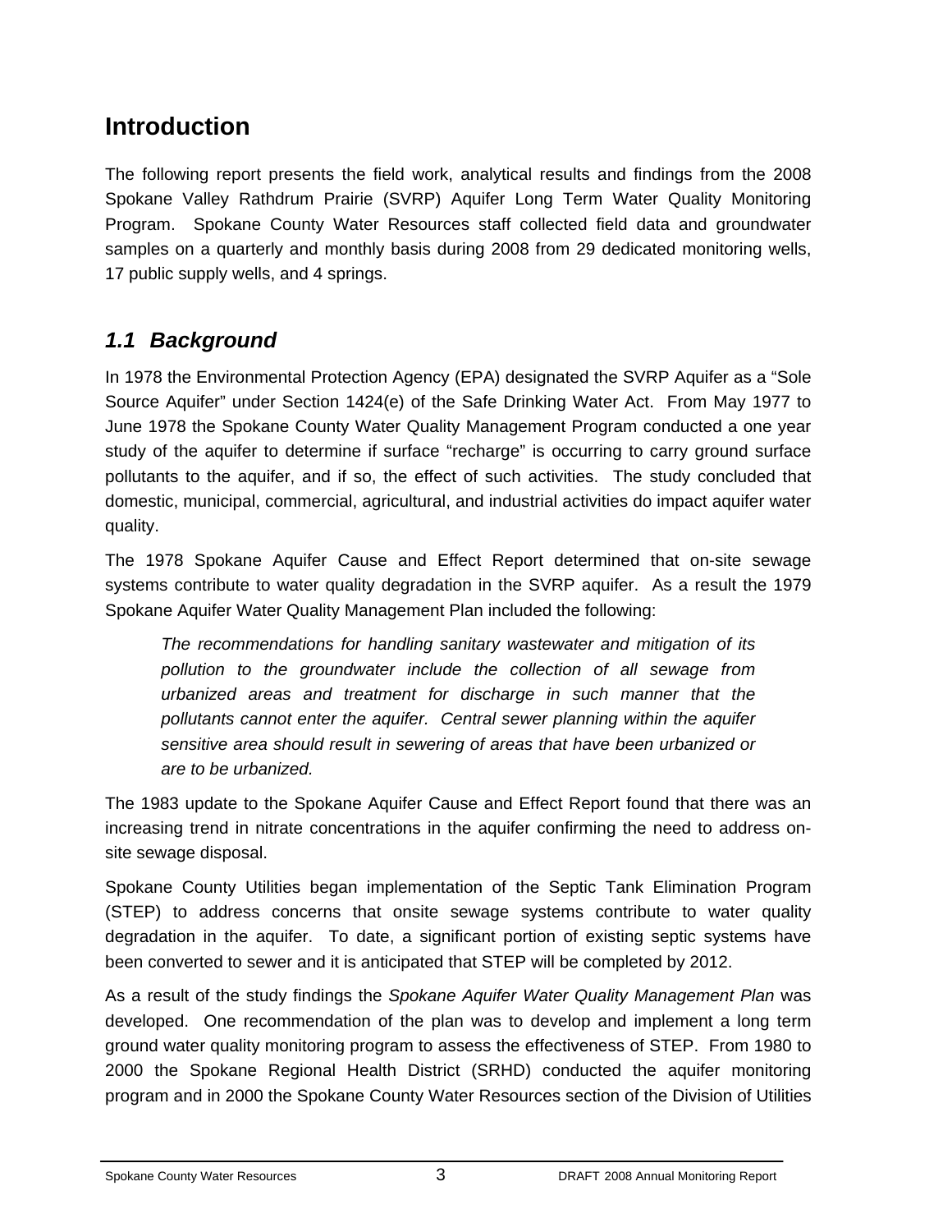# Introduction

The following report presents the field work, analytical results and findings from the 2008 Spokane Valley Rathdrum Prairie (SVRP) Aquifer Long Term Water Quality Monitoring Program. Spokane County Water Resources staff collected field data and groundwater samples on a quarterly and monthly basis during 2008 from 29 dedicated monitoring wells, 17 public supply wells, and 4 springs.

## *1.1 Background*

In 1978 the Environmental Protection Agency (EPA) designated the SVRP Aquifer as a "Sole Source Aquifer" under Section 1424(e) of the Safe Drinking Water Act. From May 1977 to June 1978 the Spokane County Water Quality Management Program conducted a one year study of the aquifer to determine if surface "recharge" is occurring to carry ground surface pollutants to the aquifer, and if so, the effect of such activities. The study concluded that domestic, municipal, commercial, agricultural, and industrial activities do impact aquifer water quality.

The 1978 Spokane Aquifer Cause and Effect Report determined that on-site sewage systems contribute to water quality degradation in the SVRP aquifer. As a result the 1979 Spokane Aquifer Water Quality Management Plan included the following:

> *The recommendations for handling sanitary wastewater and mitigation of its pollution to the groundwater include the collection of all sewage from urbanized areas and treatment for discharge in such manner that the pollutants cannot enter the aquifer. Central sewer planning within the aquifer sensitive area should result in sewering of areas that have been urbanized or are to be urbanized.*

The 1983 update to the Spokane Aquifer Cause and Effect Report found that there was an increasing trend in nitrate concentrations in the aquifer confirming the need to address on-site sewage disposal.

Spokane County Utilities began implementation of the Septic Tank Elimination Program (STEP) to address concerns that onsite sewage systems contribute to water quality degradation in the aquifer. To date, a significant portion of existing septic systems have been converted to sewer and it is anticipated that STEP will be completed by 2012.

As a result of the study findings the *Spokane Aquifer Water Quality Management Plan* was developed. One recommendation of the plan was to develop and implement a long term ground water quality monitoring program to assess the effectiveness of STEP. From 1980 to 2000 the Spokane Regional Health District (SRHD) conducted the aquifer monitoring program and in 2000 the Spokane County Water Resources section of the Division of Utilities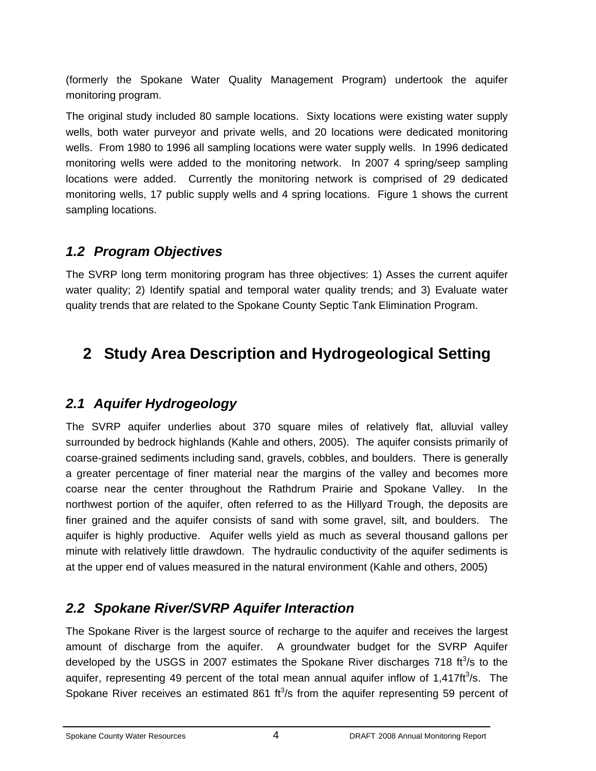(formerly the Spokane Water Quality Management Program) undertook the aquifer monitoring program.

The original study included 80 sample locations. Sixty locations were existing water supply wells, both water purveyor and private wells, and 20 locations were dedicated monitoring wells. From 1980 to 1996 all sampling locations were water supply wells. In 1996 dedicated monitoring wells were added to the monitoring network. In 2007 4 spring/seep sampling locations were added. Currently the monitoring network is comprised of 29 dedicated monitoring wells, 17 public supply wells and 4 spring locations. Figure 1 shows the current sampling locations.

### *1.2 Program Objectives*

The SVRP long term monitoring program has three objectives: 1) Asses the current aquifer water quality; 2) Identify spatial and temporal water quality trends; and 3) Evaluate water quality trends that are related to the Spokane County Septic Tank Elimination Program.

## 2 Study Area Description and Hydrogeological Setting

### *2.1 Aquifer Hydrogeology*

The SVRP aquifer underlies about 370 square miles of relatively flat, alluvial valley surrounded by bedrock highlands (Kahle and others, 2005). The aquifer consists primarily of coarse-grained sediments including sand, gravels, cobbles, and boulders. There is generally a greater percentage of finer material near the margins of the valley and becomes more coarse near the center throughout the Rathdrum Prairie and Spokane Valley. In the northwest portion of the aquifer, often referred to as the Hillyard Trough, the deposits are finer grained and the aquifer consists of sand with some gravel, silt, and boulders. The aquifer is highly productive. Aquifer wells yield as much as several thousand gallons per minute with relatively little drawdown. The hydraulic conductivity of the aquifer sediments is at the upper end of values measured in the natural environment (Kahle and others, 2005)

### *2.2 Spokane River/SVRP Aquifer Interaction*

The Spokane River is the largest source of recharge to the aquifer and receives the largest amount of discharge from the aquifer. A groundwater budget for the SVRP Aquifer developed by the USGS in 2007 estimates the Spokane River discharges 718 $ft^3/s$ to the aquifer, representing 49 percent of the total mean annual aquifer inflow of 1,417$ft^3/s$. The Spokane River receives an estimated 861 $ft^3/s$ from the aquifer representing 59 percent of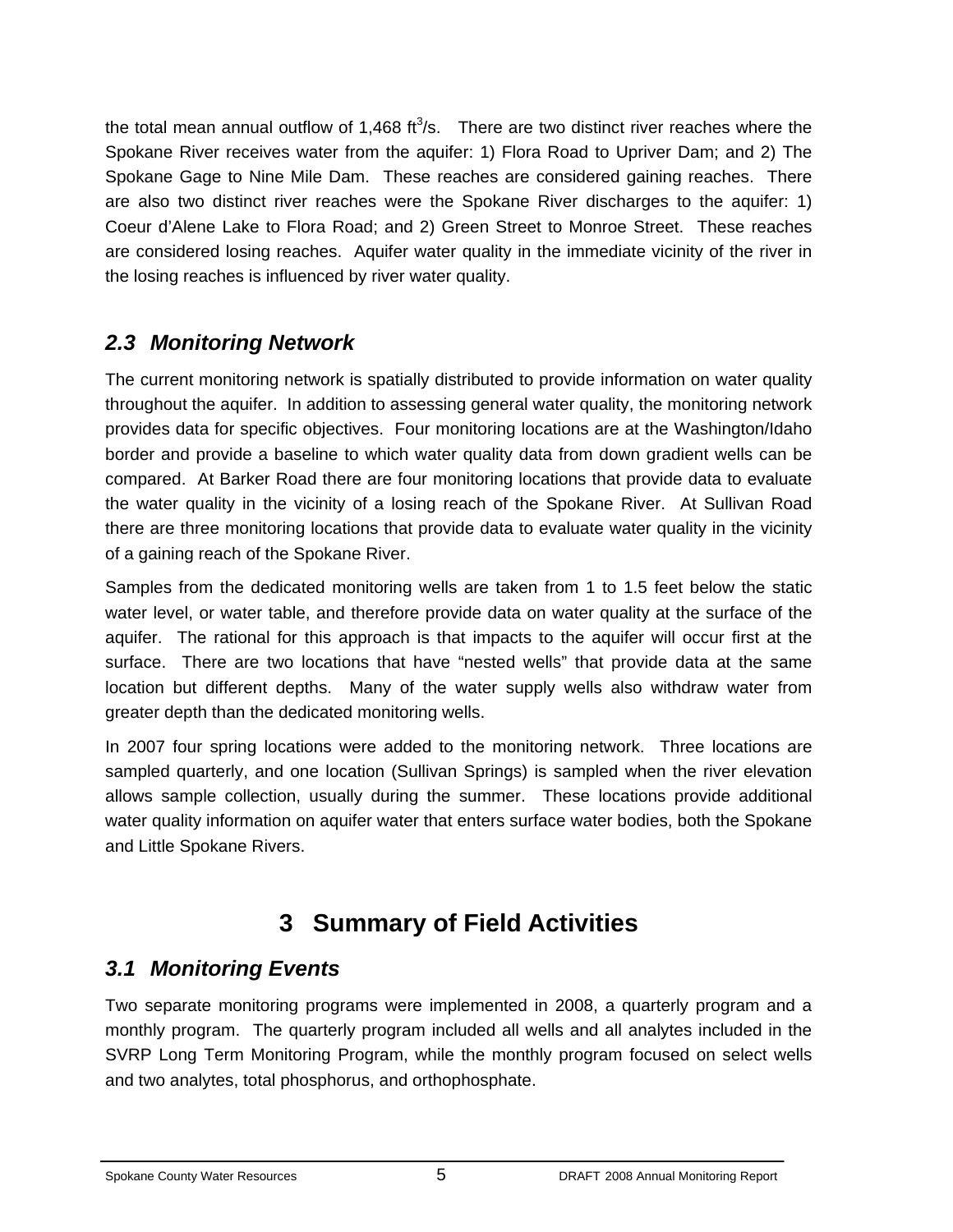the total mean annual outflow of 1,468 $ft^3/s$. There are two distinct river reaches where the Spokane River receives water from the aquifer: 1) Flora Road to Upriver Dam; and 2) The Spokane Gage to Nine Mile Dam. These reaches are considered gaining reaches. There are also two distinct river reaches were the Spokane River discharges to the aquifer: 1) Coeur d'Alene Lake to Flora Road; and 2) Green Street to Monroe Street. These reaches are considered losing reaches. Aquifer water quality in the immediate vicinity of the river in the losing reaches is influenced by river water quality.

## *2.3 Monitoring Network*

The current monitoring network is spatially distributed to provide information on water quality throughout the aquifer. In addition to assessing general water quality, the monitoring network provides data for specific objectives. Four monitoring locations are at the Washington/Idaho border and provide a baseline to which water quality data from down gradient wells can be compared. At Barker Road there are four monitoring locations that provide data to evaluate the water quality in the vicinity of a losing reach of the Spokane River. At Sullivan Road there are three monitoring locations that provide data to evaluate water quality in the vicinity of a gaining reach of the Spokane River.

Samples from the dedicated monitoring wells are taken from 1 to 1.5 feet below the static water level, or water table, and therefore provide data on water quality at the surface of the aquifer. The rational for this approach is that impacts to the aquifer will occur first at the surface. There are two locations that have "nested wells" that provide data at the same location but different depths. Many of the water supply wells also withdraw water from greater depth than the dedicated monitoring wells.

In 2007 four spring locations were added to the monitoring network. Three locations are sampled quarterly, and one location (Sullivan Springs) is sampled when the river elevation allows sample collection, usually during the summer. These locations provide additional water quality information on aquifer water that enters surface water bodies, both the Spokane and Little Spokane Rivers.

# 3 Summary of Field Activities

## *3.1 Monitoring Events*

Two separate monitoring programs were implemented in 2008, a quarterly program and a monthly program. The quarterly program included all wells and all analytes included in the SVRP Long Term Monitoring Program, while the monthly program focused on select wells and two analytes, total phosphorus, and orthophosphate.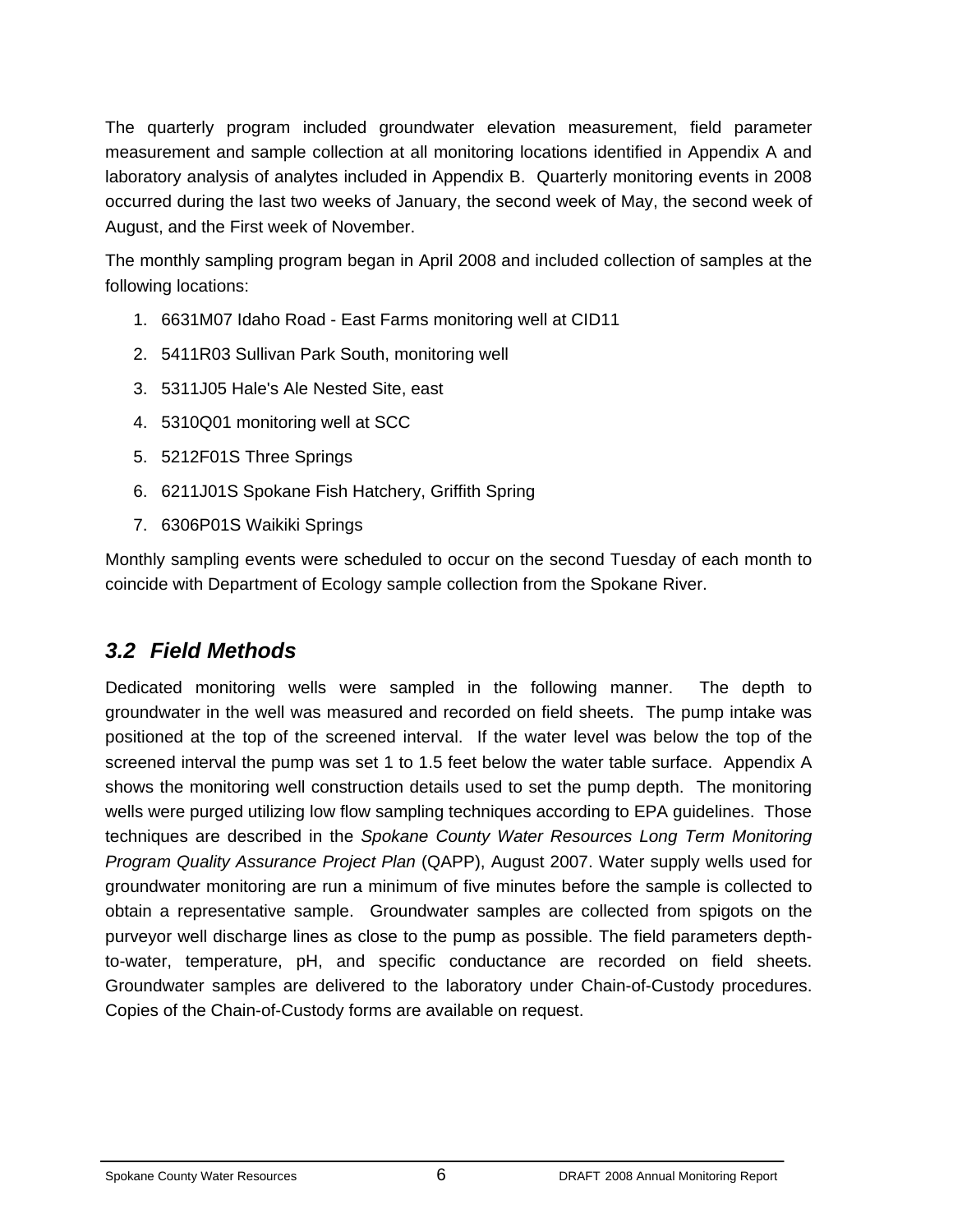The quarterly program included groundwater elevation measurement, field parameter measurement and sample collection at all monitoring locations identified in Appendix A and laboratory analysis of analytes included in Appendix B. Quarterly monitoring events in 2008 occurred during the last two weeks of January, the second week of May, the second week of August, and the First week of November.

The monthly sampling program began in April 2008 and included collection of samples at the following locations:

1. 6631M07 Idaho Road - East Farms monitoring well at CID11
2. 5411R03 Sullivan Park South, monitoring well
3. 5311J05 Hale's Ale Nested Site, east
4. 5310Q01 monitoring well at SCC
5. 5212F01S Three Springs
6. 6211J01S Spokane Fish Hatchery, Griffith Spring
7. 6306P01S Waikiki Springs

Monthly sampling events were scheduled to occur on the second Tuesday of each month to coincide with Department of Ecology sample collection from the Spokane River.

## *3.2 Field Methods*

Dedicated monitoring wells were sampled in the following manner. The depth to groundwater in the well was measured and recorded on field sheets. The pump intake was positioned at the top of the screened interval. If the water level was below the top of the screened interval the pump was set 1 to 1.5 feet below the water table surface. Appendix A shows the monitoring well construction details used to set the pump depth. The monitoring wells were purged utilizing low flow sampling techniques according to EPA guidelines. Those techniques are described in the *Spokane County Water Resources Long Term Monitoring Program Quality Assurance Project Plan* (QAPP), August 2007. Water supply wells used for groundwater monitoring are run a minimum of five minutes before the sample is collected to obtain a representative sample. Groundwater samples are collected from spigots on the purveyor well discharge lines as close to the pump as possible. The field parameters depth-to-water, temperature, pH, and specific conductance are recorded on field sheets. Groundwater samples are delivered to the laboratory under Chain-of-Custody procedures. Copies of the Chain-of-Custody forms are available on request.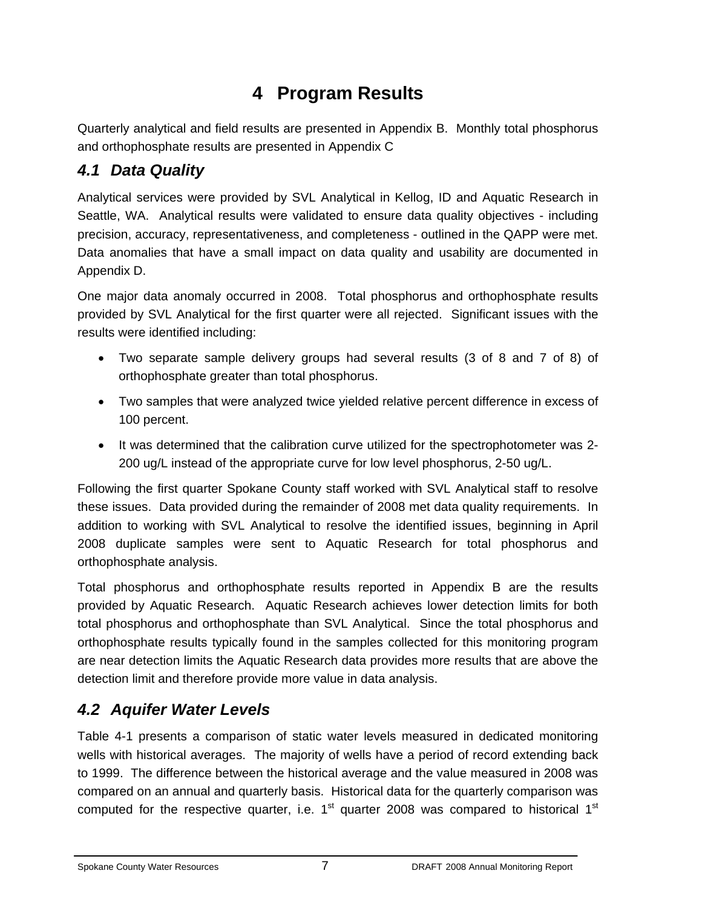# 4 Program Results

Quarterly analytical and field results are presented in Appendix B. Monthly total phosphorus and orthophosphate results are presented in Appendix C

## 4.1 Data Quality

Analytical services were provided by SVL Analytical in Kellog, ID and Aquatic Research in Seattle, WA. Analytical results were validated to ensure data quality objectives - including precision, accuracy, representativeness, and completeness - outlined in the QAPP were met. Data anomalies that have a small impact on data quality and usability are documented in Appendix D.

One major data anomaly occurred in 2008. Total phosphorus and orthophosphate results provided by SVL Analytical for the first quarter were all rejected. Significant issues with the results were identified including:

- Two separate sample delivery groups had several results (3 of 8 and 7 of 8) of orthophosphate greater than total phosphorus.
- Two samples that were analyzed twice yielded relative percent difference in excess of 100 percent.
- It was determined that the calibration curve utilized for the spectrophotometer was 2-200 ug/L instead of the appropriate curve for low level phosphorus, 2-50 ug/L.

Following the first quarter Spokane County staff worked with SVL Analytical staff to resolve these issues. Data provided during the remainder of 2008 met data quality requirements. In addition to working with SVL Analytical to resolve the identified issues, beginning in April 2008 duplicate samples were sent to Aquatic Research for total phosphorus and orthophosphate analysis.

Total phosphorus and orthophosphate results reported in Appendix B are the results provided by Aquatic Research. Aquatic Research achieves lower detection limits for both total phosphorus and orthophosphate than SVL Analytical. Since the total phosphorus and orthophosphate results typically found in the samples collected for this monitoring program are near detection limits the Aquatic Research data provides more results that are above the detection limit and therefore provide more value in data analysis.

## 4.2 Aquifer Water Levels

Table 4-1 presents a comparison of static water levels measured in dedicated monitoring wells with historical averages. The majority of wells have a period of record extending back to 1999. The difference between the historical average and the value measured in 2008 was compared on an annual and quarterly basis. Historical data for the quarterly comparison was computed for the respective quarter, i.e. 1st quarter 2008 was compared to historical 1st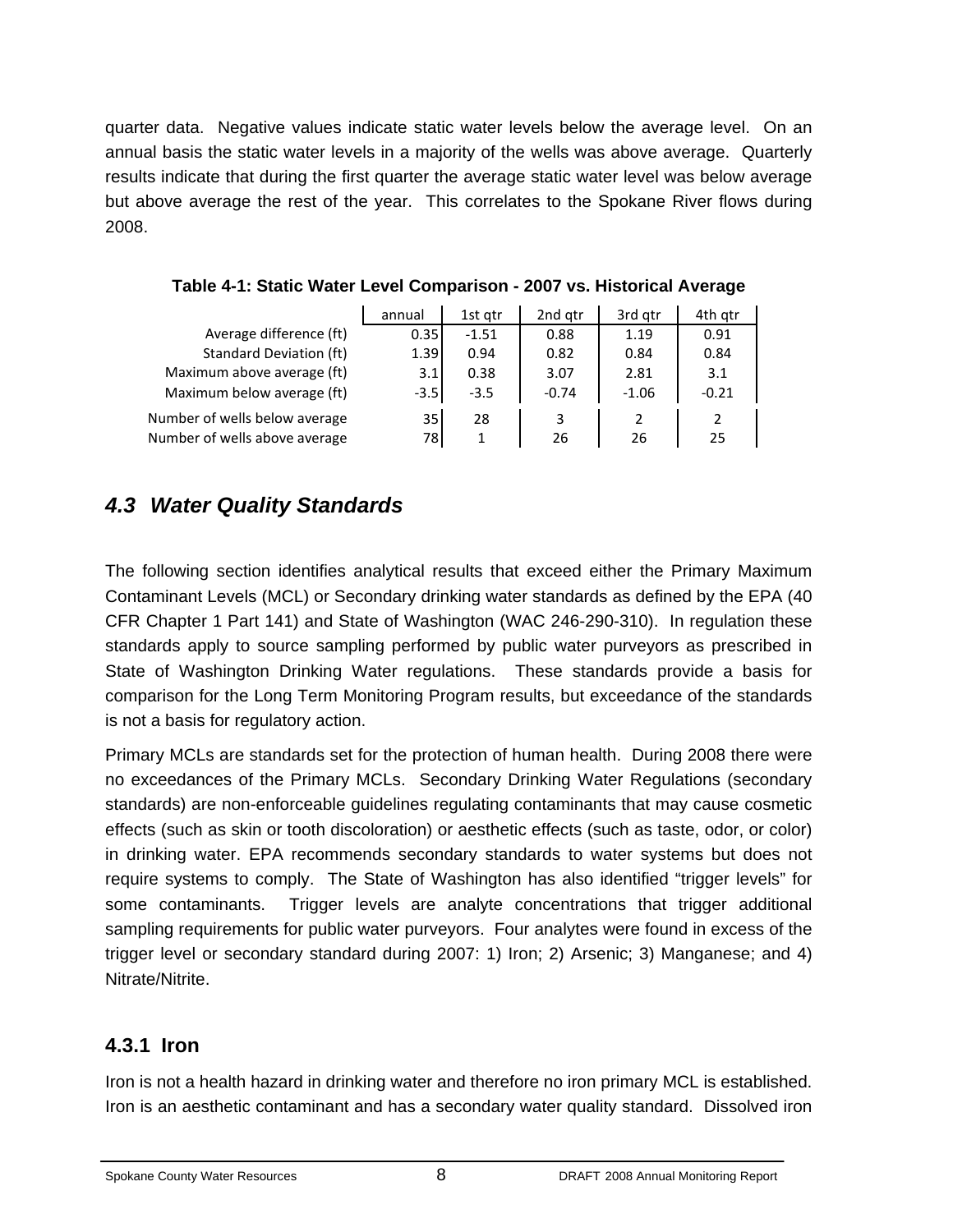quarter data. Negative values indicate static water levels below the average level. On an annual basis the static water levels in a majority of the wells was above average. Quarterly results indicate that during the first quarter the average static water level was below average but above average the rest of the year. This correlates to the Spokane River flows during 2008.

**Table 4-1: Static Water Level Comparison - 2007 vs. Historical Average**

| | annual | 1st qtr | 2nd qtr | 3rd qtr | 4th qtr |
|---|---|---|---|---|---|
| Average difference (ft) | 0.35 | -1.51 | 0.88 | 1.19 | 0.91 |
| Standard Deviation (ft) | 1.39 | 0.94 | 0.82 | 0.84 | 0.84 |
| Maximum above average (ft) | 3.1 | 0.38 | 3.07 | 2.81 | 3.1 |
| Maximum below average (ft) | -3.5 | -3.5 | -0.74 | -1.06 | -0.21 |
| Number of wells below average | 35 | 28 | 3 | 2 | 2 |
| Number of wells above average | 78 | 1 | 26 | 26 | 25 |

## *4.3 Water Quality Standards*

The following section identifies analytical results that exceed either the Primary Maximum Contaminant Levels (MCL) or Secondary drinking water standards as defined by the EPA (40 CFR Chapter 1 Part 141) and State of Washington (WAC 246-290-310). In regulation these standards apply to source sampling performed by public water purveyors as prescribed in State of Washington Drinking Water regulations. These standards provide a basis for comparison for the Long Term Monitoring Program results, but exceedance of the standards is not a basis for regulatory action.

Primary MCLs are standards set for the protection of human health. During 2008 there were no exceedances of the Primary MCLs. Secondary Drinking Water Regulations (secondary standards) are non-enforceable guidelines regulating contaminants that may cause cosmetic effects (such as skin or tooth discoloration) or aesthetic effects (such as taste, odor, or color) in drinking water. EPA recommends secondary standards to water systems but does not require systems to comply. The State of Washington has also identified "trigger levels" for some contaminants. Trigger levels are analyte concentrations that trigger additional sampling requirements for public water purveyors. Four analytes were found in excess of the trigger level or secondary standard during 2007: 1) Iron; 2) Arsenic; 3) Manganese; and 4) Nitrate/Nitrite.

### 4.3.1 Iron

Iron is not a health hazard in drinking water and therefore no iron primary MCL is established. Iron is an aesthetic contaminant and has a secondary water quality standard. Dissolved iron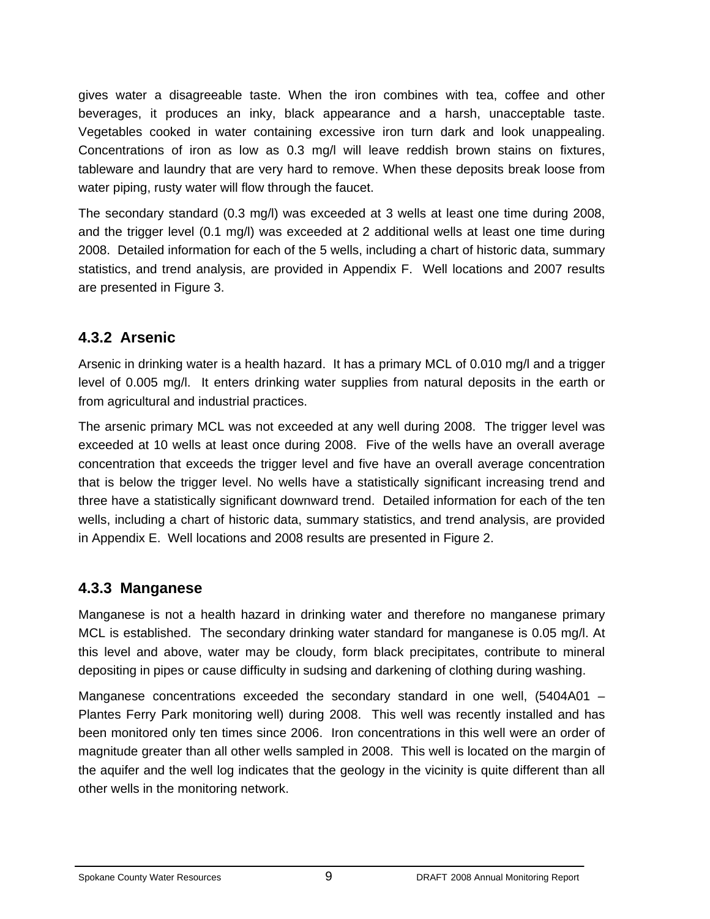gives water a disagreeable taste. When the iron combines with tea, coffee and other beverages, it produces an inky, black appearance and a harsh, unacceptable taste. Vegetables cooked in water containing excessive iron turn dark and look unappealing. Concentrations of iron as low as 0.3 mg/l will leave reddish brown stains on fixtures, tableware and laundry that are very hard to remove. When these deposits break loose from water piping, rusty water will flow through the faucet.

The secondary standard (0.3 mg/l) was exceeded at 3 wells at least one time during 2008, and the trigger level (0.1 mg/l) was exceeded at 2 additional wells at least one time during 2008. Detailed information for each of the 5 wells, including a chart of historic data, summary statistics, and trend analysis, are provided in Appendix F. Well locations and 2007 results are presented in Figure 3.

### 4.3.2 Arsenic

Arsenic in drinking water is a health hazard. It has a primary MCL of 0.010 mg/l and a trigger level of 0.005 mg/l. It enters drinking water supplies from natural deposits in the earth or from agricultural and industrial practices.

The arsenic primary MCL was not exceeded at any well during 2008. The trigger level was exceeded at 10 wells at least once during 2008. Five of the wells have an overall average concentration that exceeds the trigger level and five have an overall average concentration that is below the trigger level. No wells have a statistically significant increasing trend and three have a statistically significant downward trend. Detailed information for each of the ten wells, including a chart of historic data, summary statistics, and trend analysis, are provided in Appendix E. Well locations and 2008 results are presented in Figure 2.

### 4.3.3 Manganese

Manganese is not a health hazard in drinking water and therefore no manganese primary MCL is established. The secondary drinking water standard for manganese is 0.05 mg/l. At this level and above, water may be cloudy, form black precipitates, contribute to mineral depositing in pipes or cause difficulty in sudsing and darkening of clothing during washing.

Manganese concentrations exceeded the secondary standard in one well, (5404A01 – Plantes Ferry Park monitoring well) during 2008. This well was recently installed and has been monitored only ten times since 2006. Iron concentrations in this well were an order of magnitude greater than all other wells sampled in 2008. This well is located on the margin of the aquifer and the well log indicates that the geology in the vicinity is quite different than all other wells in the monitoring network.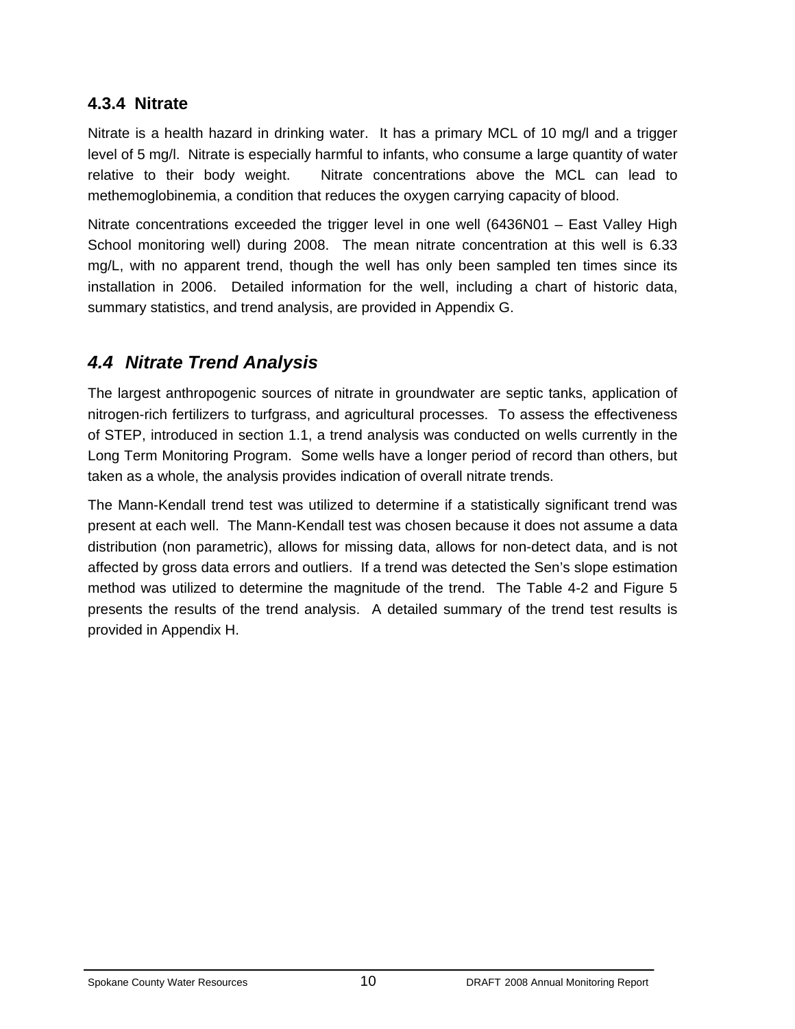### 4.3.4 Nitrate

Nitrate is a health hazard in drinking water. It has a primary MCL of 10 mg/l and a trigger level of 5 mg/l. Nitrate is especially harmful to infants, who consume a large quantity of water relative to their body weight. Nitrate concentrations above the MCL can lead to methemoglobinemia, a condition that reduces the oxygen carrying capacity of blood.

Nitrate concentrations exceeded the trigger level in one well (6436N01 – East Valley High School monitoring well) during 2008. The mean nitrate concentration at this well is 6.33 mg/L, with no apparent trend, though the well has only been sampled ten times since its installation in 2006. Detailed information for the well, including a chart of historic data, summary statistics, and trend analysis, are provided in Appendix G.

## *4.4 Nitrate Trend Analysis*

The largest anthropogenic sources of nitrate in groundwater are septic tanks, application of nitrogen-rich fertilizers to turfgrass, and agricultural processes. To assess the effectiveness of STEP, introduced in section 1.1, a trend analysis was conducted on wells currently in the Long Term Monitoring Program. Some wells have a longer period of record than others, but taken as a whole, the analysis provides indication of overall nitrate trends.

The Mann-Kendall trend test was utilized to determine if a statistically significant trend was present at each well. The Mann-Kendall test was chosen because it does not assume a data distribution (non parametric), allows for missing data, allows for non-detect data, and is not affected by gross data errors and outliers. If a trend was detected the Sen's slope estimation method was utilized to determine the magnitude of the trend. The Table 4-2 and Figure 5 presents the results of the trend analysis. A detailed summary of the trend test results is provided in Appendix H.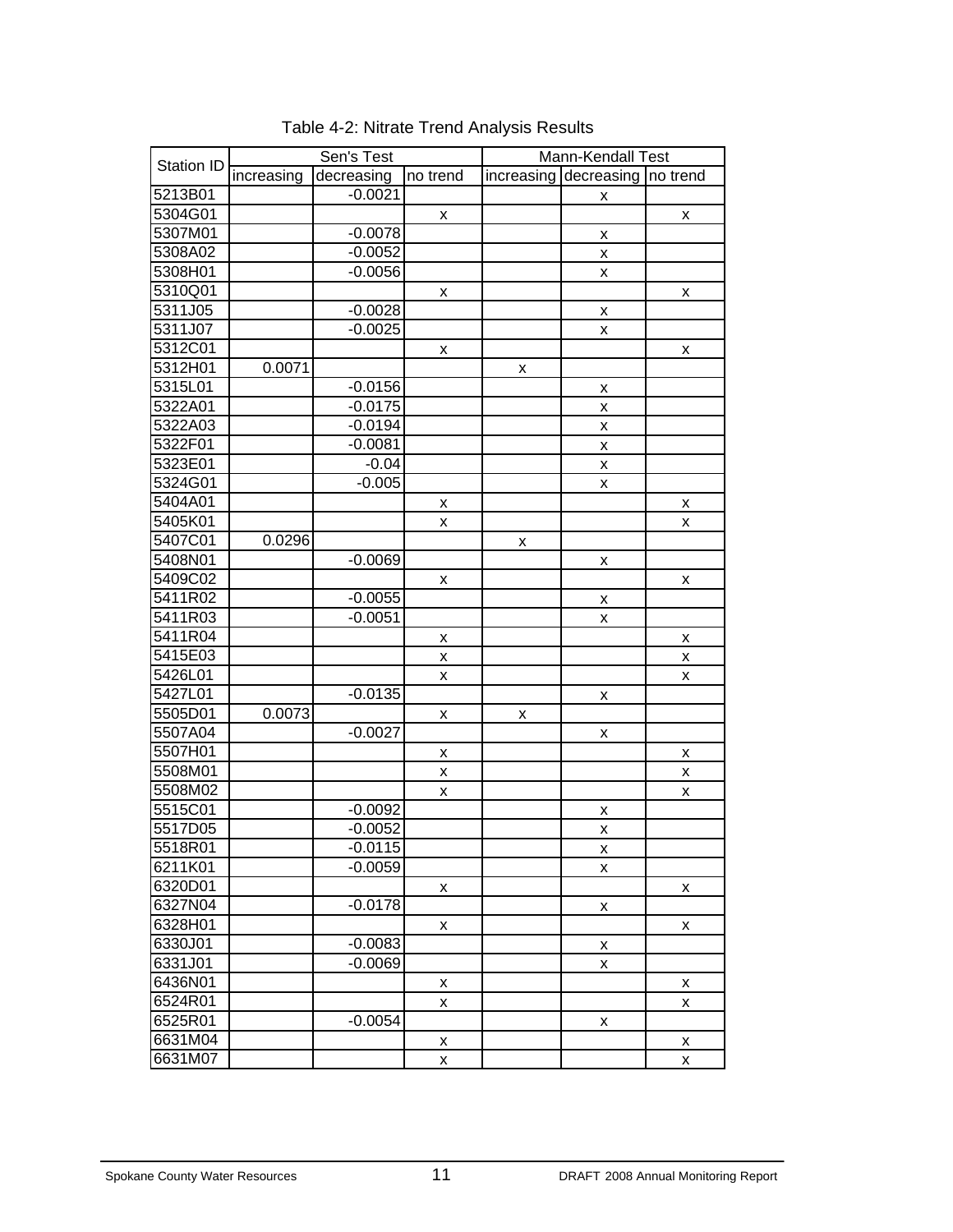Table 4-2: Nitrate Trend Analysis Results

| Station ID | Sen's Test | | | Mann-Kendall Test | | |
|---|---|---|---|---|---|---|
| | increasing | decreasing | no trend | increasing | decreasing | no trend |
| 5213B01 | | -0.0021 | | | x | |
| 5304G01 | | | x | | | x |
| 5307M01 | | -0.0078 | | | x | |
| 5308A02 | | -0.0052 | | | x | |
| 5308H01 | | -0.0056 | | | x | |
| 5310Q01 | | | x | | | x |
| 5311J05 | | -0.0028 | | | x | |
| 5311J07 | | -0.0025 | | | x | |
| 5312C01 | | | x | | | x |
| 5312H01 | 0.0071 | | | x | | |
| 5315L01 | | -0.0156 | | | x | |
| 5322A01 | | -0.0175 | | | x | |
| 5322A03 | | -0.0194 | | | x | |
| 5322F01 | | -0.0081 | | | x | |
| 5323E01 | | -0.04 | | | x | |
| 5324G01 | | -0.005 | | | x | |
| 5404A01 | | | x | | | x |
| 5405K01 | | | x | | | x |
| 5407C01 | 0.0296 | | | x | | |
| 5408N01 | | -0.0069 | | | x | |
| 5409C02 | | | x | | | x |
| 5411R02 | | -0.0055 | | | x | |
| 5411R03 | | -0.0051 | | | x | |
| 5411R04 | | | x | | | x |
| 5415E03 | | | x | | | x |
| 5426L01 | | | x | | | x |
| 5427L01 | | -0.0135 | | | x | |
| 5505D01 | 0.0073 | | x | x | | |
| 5507A04 | | -0.0027 | | | x | |
| 5507H01 | | | x | | | x |
| 5508M01 | | | x | | | x |
| 5508M02 | | | x | | | x |
| 5515C01 | | -0.0092 | | | x | |
| 5517D05 | | -0.0052 | | | x | |
| 5518R01 | | -0.0115 | | | x | |
| 6211K01 | | -0.0059 | | | x | |
| 6320D01 | | | x | | | x |
| 6327N04 | | -0.0178 | | | x | |
| 6328H01 | | | x | | | x |
| 6330J01 | | -0.0083 | | | x | |
| 6331J01 | | -0.0069 | | | x | |
| 6436N01 | | | x | | | x |
| 6524R01 | | | x | | | x |
| 6525R01 | | -0.0054 | | | x | |
| 6631M04 | | | x | | | x |
| 6631M07 | | | x | | | x |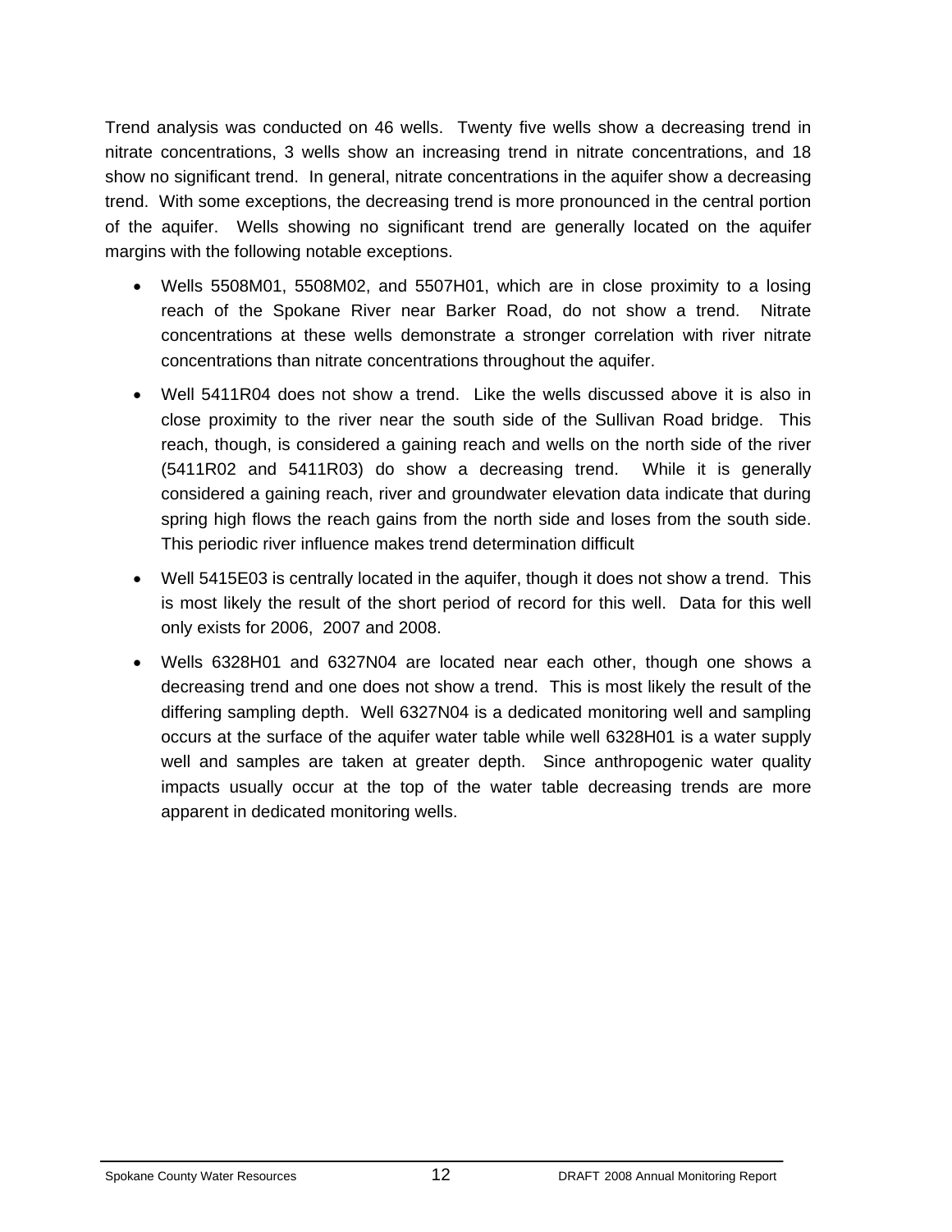Trend analysis was conducted on 46 wells. Twenty five wells show a decreasing trend in nitrate concentrations, 3 wells show an increasing trend in nitrate concentrations, and 18 show no significant trend. In general, nitrate concentrations in the aquifer show a decreasing trend. With some exceptions, the decreasing trend is more pronounced in the central portion of the aquifer. Wells showing no significant trend are generally located on the aquifer margins with the following notable exceptions.

- Wells 5508M01, 5508M02, and 5507H01, which are in close proximity to a losing reach of the Spokane River near Barker Road, do not show a trend. Nitrate concentrations at these wells demonstrate a stronger correlation with river nitrate concentrations than nitrate concentrations throughout the aquifer.
- Well 5411R04 does not show a trend. Like the wells discussed above it is also in close proximity to the river near the south side of the Sullivan Road bridge. This reach, though, is considered a gaining reach and wells on the north side of the river (5411R02 and 5411R03) do show a decreasing trend. While it is generally considered a gaining reach, river and groundwater elevation data indicate that during spring high flows the reach gains from the north side and loses from the south side. This periodic river influence makes trend determination difficult
- Well 5415E03 is centrally located in the aquifer, though it does not show a trend. This is most likely the result of the short period of record for this well. Data for this well only exists for 2006, 2007 and 2008.
- Wells 6328H01 and 6327N04 are located near each other, though one shows a decreasing trend and one does not show a trend. This is most likely the result of the differing sampling depth. Well 6327N04 is a dedicated monitoring well and sampling occurs at the surface of the aquifer water table while well 6328H01 is a water supply well and samples are taken at greater depth. Since anthropogenic water quality impacts usually occur at the top of the water table decreasing trends are more apparent in dedicated monitoring wells.